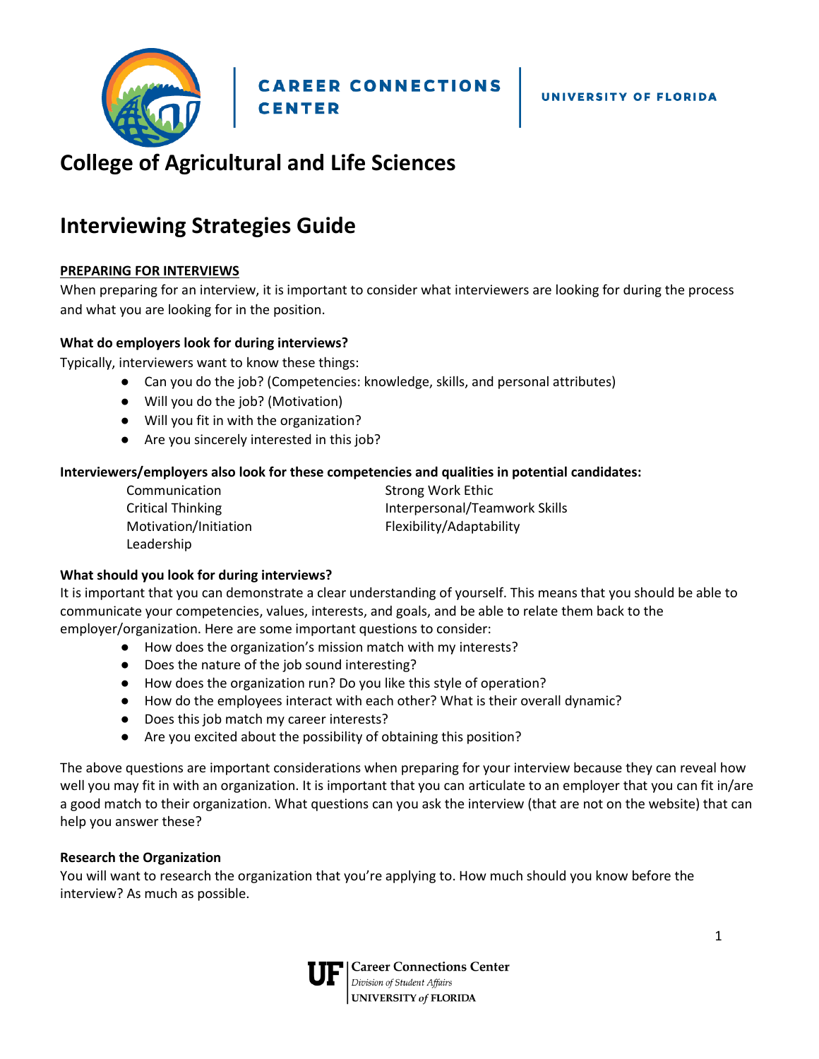CAREER CONNECTIONS CENTER | UNIVERSITY OF FLORIDA

# College of Agricultural and Life Sciences

# Interviewing Strategies Guide

## PREPARING FOR INTERVIEWS

When preparing for an interview, it is important to consider what interviewers are looking for during the process and what you are looking for in the position.

### What do employers look for during interviews?

Typically, interviewers want to know these things:

- Can you do the job? (Competencies: knowledge, skills, and personal attributes)
- Will you do the job? (Motivation)
- Will you fit in with the organization?
- Are you sincerely interested in this job?

### Interviewers/employers also look for these competencies and qualities in potential candidates:

- Communication
- Critical Thinking
- Motivation/Initiation
- Leadership
- Strong Work Ethic
- Interpersonal/Teamwork Skills
- Flexibility/Adaptability

### What should you look for during interviews?

It is important that you can demonstrate a clear understanding of yourself. This means that you should be able to communicate your competencies, values, interests, and goals, and be able to relate them back to the employer/organization. Here are some important questions to consider:

- How does the organization's mission match with my interests?
- Does the nature of the job sound interesting?
- How does the organization run? Do you like this style of operation?
- How do the employees interact with each other? What is their overall dynamic?
- Does this job match my career interests?
- Are you excited about the possibility of obtaining this position?

The above questions are important considerations when preparing for your interview because they can reveal how well you may fit in with an organization. It is important that you can articulate to an employer that you can fit in/are a good match to their organization. What questions can you ask the interview (that are not on the website) that can help you answer these?

### Research the Organization

You will want to research the organization that you're applying to. How much should you know before the interview? As much as possible.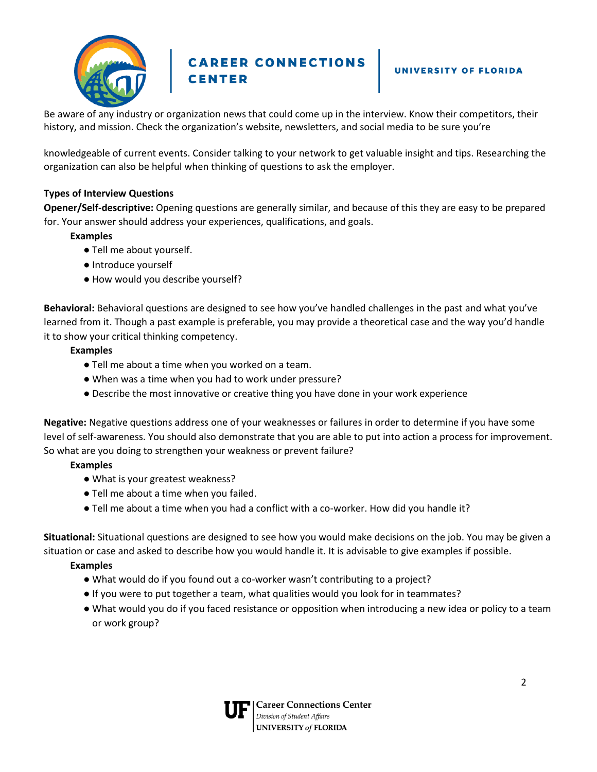Be aware of any industry or organization news that could come up in the interview. Know their competitors, their history, and mission. Check the organization's website, newsletters, and social media to be sure you're

knowledgeable of current events. Consider talking to your network to get valuable insight and tips. Researching the organization can also be helpful when thinking of questions to ask the employer.

**Types of Interview Questions**

**Opener/Self-descriptive:** Opening questions are generally similar, and because of this they are easy to be prepared for. Your answer should address your experiences, qualifications, and goals.

**Examples**

- Tell me about yourself.
- Introduce yourself
- How would you describe yourself?

**Behavioral:** Behavioral questions are designed to see how you've handled challenges in the past and what you've learned from it. Though a past example is preferable, you may provide a theoretical case and the way you'd handle it to show your critical thinking competency.

**Examples**

- Tell me about a time when you worked on a team.
- When was a time when you had to work under pressure?
- Describe the most innovative or creative thing you have done in your work experience

**Negative:** Negative questions address one of your weaknesses or failures in order to determine if you have some level of self-awareness. You should also demonstrate that you are able to put into action a process for improvement. So what are you doing to strengthen your weakness or prevent failure?

**Examples**

- What is your greatest weakness?
- Tell me about a time when you failed.
- Tell me about a time when you had a conflict with a co-worker. How did you handle it?

**Situational:** Situational questions are designed to see how you would make decisions on the job. You may be given a situation or case and asked to describe how you would handle it. It is advisable to give examples if possible.

**Examples**

- What would do if you found out a co-worker wasn't contributing to a project?
- If you were to put together a team, what qualities would you look for in teammates?
- What would you do if you faced resistance or opposition when introducing a new idea or policy to a team or work group?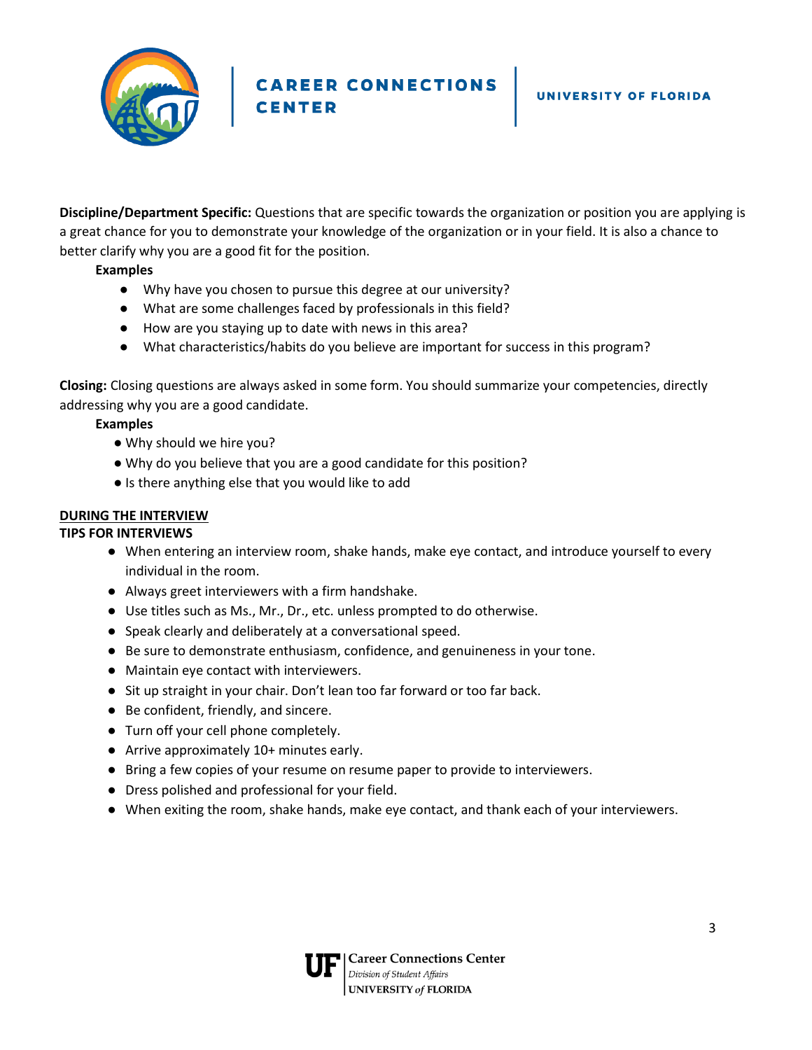**Discipline/Department Specific:** Questions that are specific towards the organization or position you are applying is a great chance for you to demonstrate your knowledge of the organization or in your field. It is also a chance to better clarify why you are a good fit for the position.

**Examples**

- Why have you chosen to pursue this degree at our university?
- What are some challenges faced by professionals in this field?
- How are you staying up to date with news in this area?
- What characteristics/habits do you believe are important for success in this program?

**Closing:** Closing questions are always asked in some form. You should summarize your competencies, directly addressing why you are a good candidate.

**Examples**

- Why should we hire you?
- Why do you believe that you are a good candidate for this position?
- Is there anything else that you would like to add

## <u>DURING THE INTERVIEW</u>

### TIPS FOR INTERVIEWS

- When entering an interview room, shake hands, make eye contact, and introduce yourself to every individual in the room.
- Always greet interviewers with a firm handshake.
- Use titles such as Ms., Mr., Dr., etc. unless prompted to do otherwise.
- Speak clearly and deliberately at a conversational speed.
- Be sure to demonstrate enthusiasm, confidence, and genuineness in your tone.
- Maintain eye contact with interviewers.
- Sit up straight in your chair. Don't lean too far forward or too far back.
- Be confident, friendly, and sincere.
- Turn off your cell phone completely.
- Arrive approximately 10+ minutes early.
- Bring a few copies of your resume on resume paper to provide to interviewers.
- Dress polished and professional for your field.
- When exiting the room, shake hands, make eye contact, and thank each of your interviewers.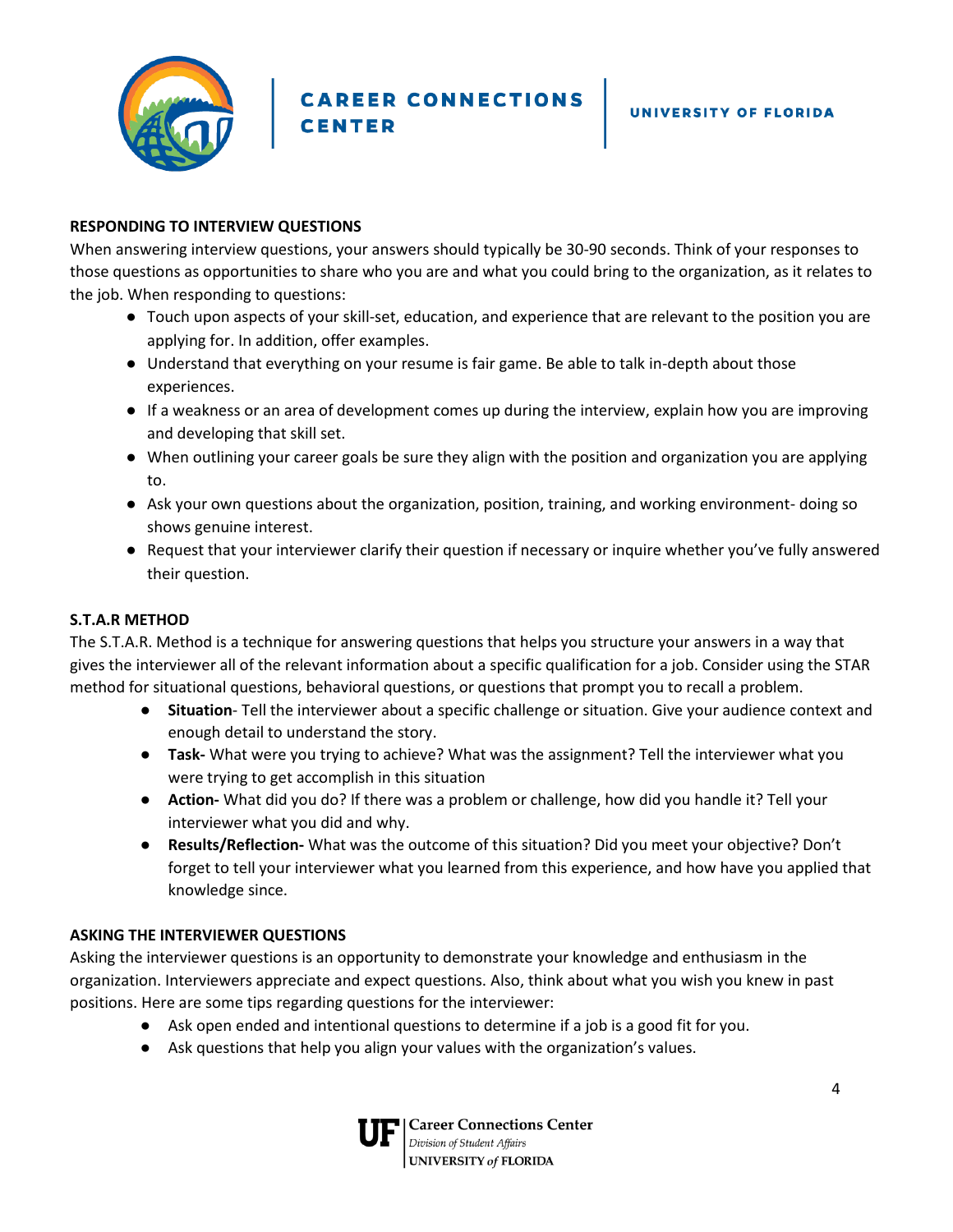## RESPONDING TO INTERVIEW QUESTIONS

When answering interview questions, your answers should typically be 30-90 seconds. Think of your responses to those questions as opportunities to share who you are and what you could bring to the organization, as it relates to the job. When responding to questions:

- Touch upon aspects of your skill-set, education, and experience that are relevant to the position you are applying for. In addition, offer examples.
- Understand that everything on your resume is fair game. Be able to talk in-depth about those experiences.
- If a weakness or an area of development comes up during the interview, explain how you are improving and developing that skill set.
- When outlining your career goals be sure they align with the position and organization you are applying to.
- Ask your own questions about the organization, position, training, and working environment- doing so shows genuine interest.
- Request that your interviewer clarify their question if necessary or inquire whether you've fully answered their question.

## S.T.A.R METHOD

The S.T.A.R. Method is a technique for answering questions that helps you structure your answers in a way that gives the interviewer all of the relevant information about a specific qualification for a job. Consider using the STAR method for situational questions, behavioral questions, or questions that prompt you to recall a problem.

- **Situation**- Tell the interviewer about a specific challenge or situation. Give your audience context and enough detail to understand the story.
- **Task-** What were you trying to achieve? What was the assignment? Tell the interviewer what you were trying to get accomplish in this situation
- **Action-** What did you do? If there was a problem or challenge, how did you handle it? Tell your interviewer what you did and why.
- **Results/Reflection-** What was the outcome of this situation? Did you meet your objective? Don't forget to tell your interviewer what you learned from this experience, and how have you applied that knowledge since.

## ASKING THE INTERVIEWER QUESTIONS

Asking the interviewer questions is an opportunity to demonstrate your knowledge and enthusiasm in the organization. Interviewers appreciate and expect questions. Also, think about what you wish you knew in past positions. Here are some tips regarding questions for the interviewer:

- Ask open ended and intentional questions to determine if a job is a good fit for you.
- Ask questions that help you align your values with the organization's values.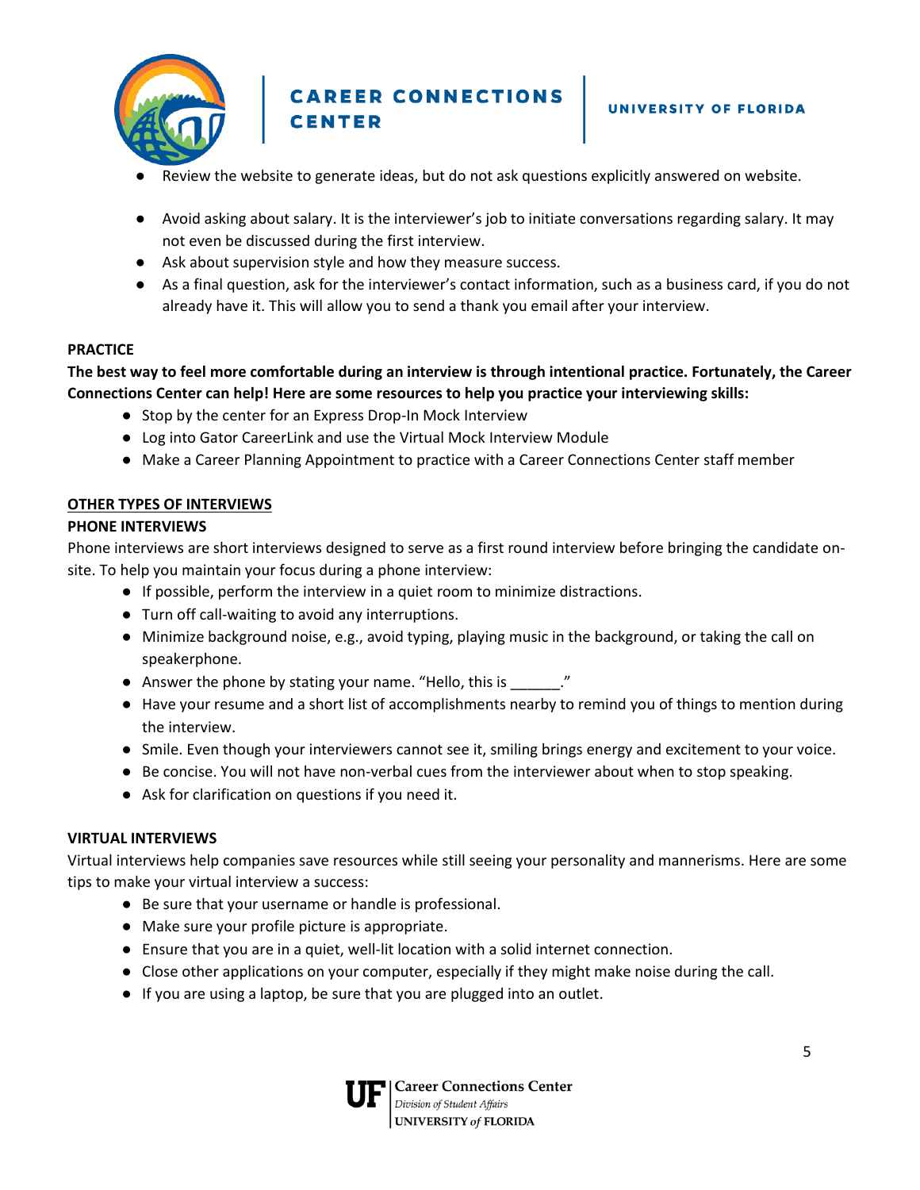- Review the website to generate ideas, but do not ask questions explicitly answered on website.

- Avoid asking about salary. It is the interviewer's job to initiate conversations regarding salary. It may not even be discussed during the first interview.
- Ask about supervision style and how they measure success.
- As a final question, ask for the interviewer's contact information, such as a business card, if you do not already have it. This will allow you to send a thank you email after your interview.

**PRACTICE**

**The best way to feel more comfortable during an interview is through intentional practice. Fortunately, the Career Connections Center can help! Here are some resources to help you practice your interviewing skills:**

- Stop by the center for an Express Drop-In Mock Interview
- Log into Gator CareerLink and use the Virtual Mock Interview Module
- Make a Career Planning Appointment to practice with a Career Connections Center staff member

## <u>OTHER TYPES OF INTERVIEWS</u>

### PHONE INTERVIEWS

Phone interviews are short interviews designed to serve as a first round interview before bringing the candidate on-site. To help you maintain your focus during a phone interview:

- If possible, perform the interview in a quiet room to minimize distractions.
- Turn off call-waiting to avoid any interruptions.
- Minimize background noise, e.g., avoid typing, playing music in the background, or taking the call on speakerphone.
- Answer the phone by stating your name. "Hello, this is ______."
- Have your resume and a short list of accomplishments nearby to remind you of things to mention during the interview.
- Smile. Even though your interviewers cannot see it, smiling brings energy and excitement to your voice.
- Be concise. You will not have non-verbal cues from the interviewer about when to stop speaking.
- Ask for clarification on questions if you need it.

### VIRTUAL INTERVIEWS

Virtual interviews help companies save resources while still seeing your personality and mannerisms. Here are some tips to make your virtual interview a success:

- Be sure that your username or handle is professional.
- Make sure your profile picture is appropriate.
- Ensure that you are in a quiet, well-lit location with a solid internet connection.
- Close other applications on your computer, especially if they might make noise during the call.
- If you are using a laptop, be sure that you are plugged into an outlet.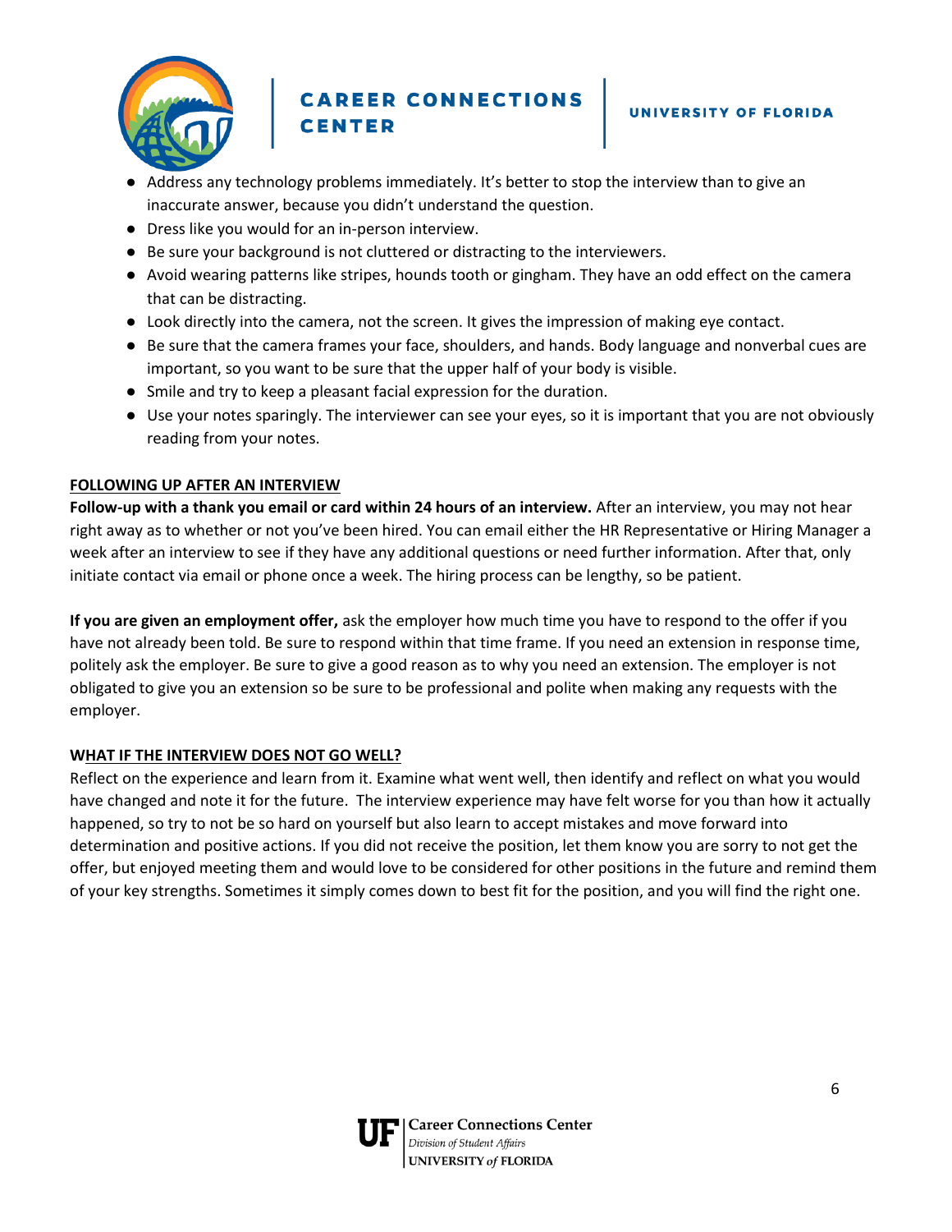- Address any technology problems immediately. It's better to stop the interview than to give an inaccurate answer, because you didn't understand the question.
- Dress like you would for an in-person interview.
- Be sure your background is not cluttered or distracting to the interviewers.
- Avoid wearing patterns like stripes, hounds tooth or gingham. They have an odd effect on the camera that can be distracting.
- Look directly into the camera, not the screen. It gives the impression of making eye contact.
- Be sure that the camera frames your face, shoulders, and hands. Body language and nonverbal cues are important, so you want to be sure that the upper half of your body is visible.
- Smile and try to keep a pleasant facial expression for the duration.
- Use your notes sparingly. The interviewer can see your eyes, so it is important that you are not obviously reading from your notes.

## FOLLOWING UP AFTER AN INTERVIEW

**Follow-up with a thank you email or card within 24 hours of an interview.** After an interview, you may not hear right away as to whether or not you've been hired. You can email either the HR Representative or Hiring Manager a week after an interview to see if they have any additional questions or need further information. After that, only initiate contact via email or phone once a week. The hiring process can be lengthy, so be patient.

**If you are given an employment offer,** ask the employer how much time you have to respond to the offer if you have not already been told. Be sure to respond within that time frame. If you need an extension in response time, politely ask the employer. Be sure to give a good reason as to why you need an extension. The employer is not obligated to give you an extension so be sure to be professional and polite when making any requests with the employer.

## WHAT IF THE INTERVIEW DOES NOT GO WELL?

Reflect on the experience and learn from it. Examine what went well, then identify and reflect on what you would have changed and note it for the future. The interview experience may have felt worse for you than how it actually happened, so try to not be so hard on yourself but also learn to accept mistakes and move forward into determination and positive actions. If you did not receive the position, let them know you are sorry to not get the offer, but enjoyed meeting them and would love to be considered for other positions in the future and remind them of your key strengths. Sometimes it simply comes down to best fit for the position, and you will find the right one.